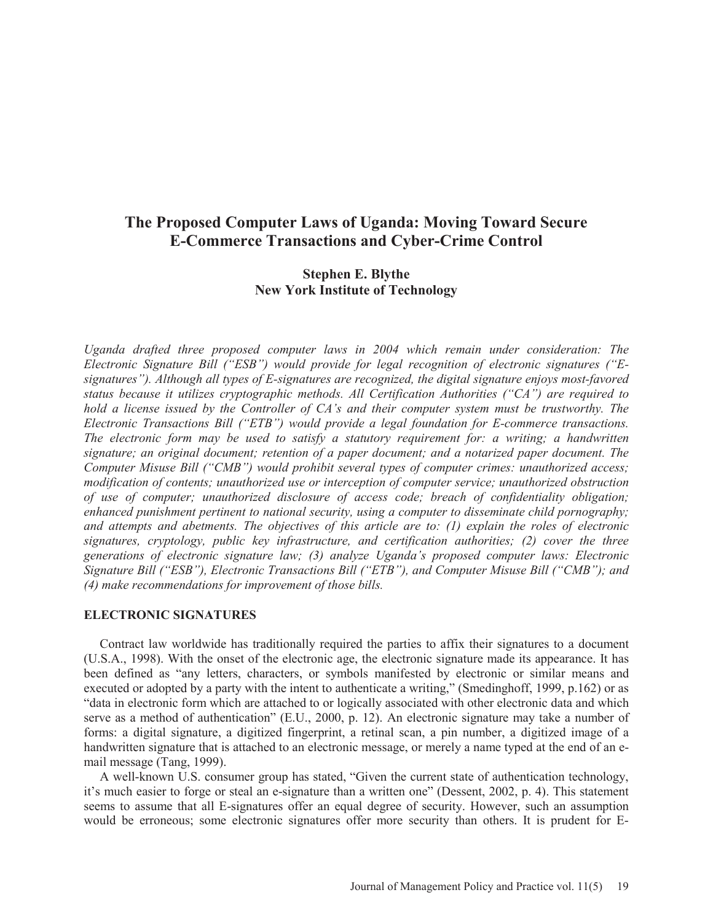# The Proposed Computer Laws of Uganda: Moving Toward Secure E-Commerce Transactions and Cyber-Crime Control

**Stephen E. Blythe**
**New York Institute of Technology**

*Uganda drafted three proposed computer laws in 2004 which remain under consideration: The Electronic Signature Bill ("ESB") would provide for legal recognition of electronic signatures ("E-signatures"). Although all types of E-signatures are recognized, the digital signature enjoys most-favored status because it utilizes cryptographic methods. All Certification Authorities ("CA") are required to hold a license issued by the Controller of CA's and their computer system must be trustworthy. The Electronic Transactions Bill ("ETB") would provide a legal foundation for E-commerce transactions. The electronic form may be used to satisfy a statutory requirement for: a writing; a handwritten signature; an original document; retention of a paper document; and a notarized paper document. The Computer Misuse Bill ("CMB") would prohibit several types of computer crimes: unauthorized access; modification of contents; unauthorized use or interception of computer service; unauthorized obstruction of use of computer; unauthorized disclosure of access code; breach of confidentiality obligation; enhanced punishment pertinent to national security, using a computer to disseminate child pornography; and attempts and abetments. The objectives of this article are to: (1) explain the roles of electronic signatures, cryptology, public key infrastructure, and certification authorities; (2) cover the three generations of electronic signature law; (3) analyze Uganda's proposed computer laws: Electronic Signature Bill ("ESB"), Electronic Transactions Bill ("ETB"), and Computer Misuse Bill ("CMB"); and (4) make recommendations for improvement of those bills.*

## ELECTRONIC SIGNATURES

Contract law worldwide has traditionally required the parties to affix their signatures to a document (U.S.A., 1998). With the onset of the electronic age, the electronic signature made its appearance. It has been defined as "any letters, characters, or symbols manifested by electronic or similar means and executed or adopted by a party with the intent to authenticate a writing," (Smedinghoff, 1999, p.162) or as "data in electronic form which are attached to or logically associated with other electronic data and which serve as a method of authentication" (E.U., 2000, p. 12). An electronic signature may take a number of forms: a digital signature, a digitized fingerprint, a retinal scan, a pin number, a digitized image of a handwritten signature that is attached to an electronic message, or merely a name typed at the end of an e-mail message (Tang, 1999).

A well-known U.S. consumer group has stated, "Given the current state of authentication technology, it's much easier to forge or steal an e-signature than a written one" (Dessent, 2002, p. 4). This statement seems to assume that all E-signatures offer an equal degree of security. However, such an assumption would be erroneous; some electronic signatures offer more security than others. It is prudent for E-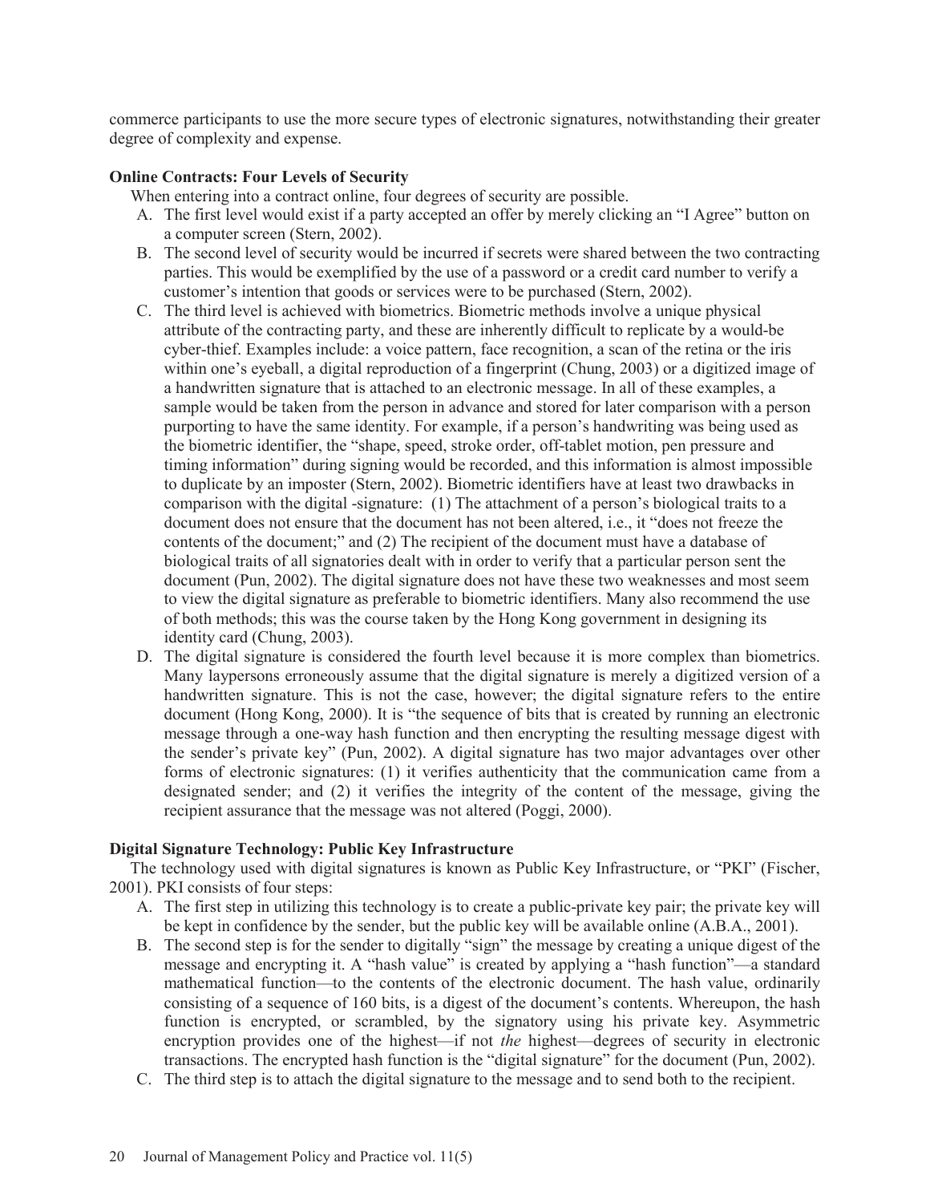commerce participants to use the more secure types of electronic signatures, notwithstanding their greater degree of complexity and expense.

**Online Contracts: Four Levels of Security**

When entering into a contract online, four degrees of security are possible.

A. The first level would exist if a party accepted an offer by merely clicking an "I Agree" button on a computer screen (Stern, 2002).

B. The second level of security would be incurred if secrets were shared between the two contracting parties. This would be exemplified by the use of a password or a credit card number to verify a customer's intention that goods or services were to be purchased (Stern, 2002).

C. The third level is achieved with biometrics. Biometric methods involve a unique physical attribute of the contracting party, and these are inherently difficult to replicate by a would-be cyber-thief. Examples include: a voice pattern, face recognition, a scan of the retina or the iris within one's eyeball, a digital reproduction of a fingerprint (Chung, 2003) or a digitized image of a handwritten signature that is attached to an electronic message. In all of these examples, a sample would be taken from the person in advance and stored for later comparison with a person purporting to have the same identity. For example, if a person's handwriting was being used as the biometric identifier, the "shape, speed, stroke order, off-tablet motion, pen pressure and timing information" during signing would be recorded, and this information is almost impossible to duplicate by an imposter (Stern, 2002). Biometric identifiers have at least two drawbacks in comparison with the digital -signature: (1) The attachment of a person's biological traits to a document does not ensure that the document has not been altered, i.e., it "does not freeze the contents of the document;" and (2) The recipient of the document must have a database of biological traits of all signatories dealt with in order to verify that a particular person sent the document (Pun, 2002). The digital signature does not have these two weaknesses and most seem to view the digital signature as preferable to biometric identifiers. Many also recommend the use of both methods; this was the course taken by the Hong Kong government in designing its identity card (Chung, 2003).

D. The digital signature is considered the fourth level because it is more complex than biometrics. Many laypersons erroneously assume that the digital signature is merely a digitized version of a handwritten signature. This is not the case, however; the digital signature refers to the entire document (Hong Kong, 2000). It is "the sequence of bits that is created by running an electronic message through a one-way hash function and then encrypting the resulting message digest with the sender's private key" (Pun, 2002). A digital signature has two major advantages over other forms of electronic signatures: (1) it verifies authenticity that the communication came from a designated sender; and (2) it verifies the integrity of the content of the message, giving the recipient assurance that the message was not altered (Poggi, 2000).

**Digital Signature Technology: Public Key Infrastructure**

The technology used with digital signatures is known as Public Key Infrastructure, or "PKI" (Fischer, 2001). PKI consists of four steps:

A. The first step in utilizing this technology is to create a public-private key pair; the private key will be kept in confidence by the sender, but the public key will be available online (A.B.A., 2001).

B. The second step is for the sender to digitally "sign" the message by creating a unique digest of the message and encrypting it. A "hash value" is created by applying a "hash function"—a standard mathematical function—to the contents of the electronic document. The hash value, ordinarily consisting of a sequence of 160 bits, is a digest of the document's contents. Whereupon, the hash function is encrypted, or scrambled, by the signatory using his private key. Asymmetric encryption provides one of the highest—if not *the* highest—degrees of security in electronic transactions. The encrypted hash function is the "digital signature" for the document (Pun, 2002).

C. The third step is to attach the digital signature to the message and to send both to the recipient.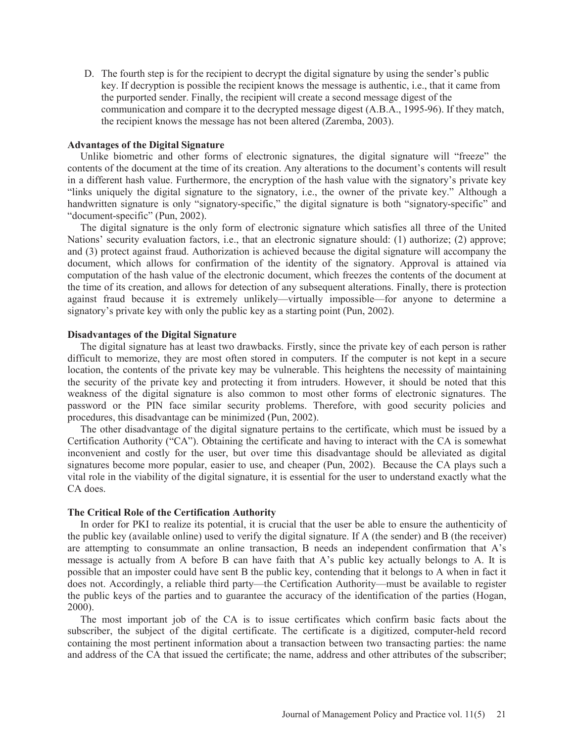D. The fourth step is for the recipient to decrypt the digital signature by using the sender's public key. If decryption is possible the recipient knows the message is authentic, i.e., that it came from the purported sender. Finally, the recipient will create a second message digest of the communication and compare it to the decrypted message digest (A.B.A., 1995-96). If they match, the recipient knows the message has not been altered (Zaremba, 2003).

**Advantages of the Digital Signature**

Unlike biometric and other forms of electronic signatures, the digital signature will "freeze" the contents of the document at the time of its creation. Any alterations to the document's contents will result in a different hash value. Furthermore, the encryption of the hash value with the signatory's private key "links uniquely the digital signature to the signatory, i.e., the owner of the private key." Although a handwritten signature is only "signatory-specific," the digital signature is both "signatory-specific" and "document-specific" (Pun, 2002).

The digital signature is the only form of electronic signature which satisfies all three of the United Nations' security evaluation factors, i.e., that an electronic signature should: (1) authorize; (2) approve; and (3) protect against fraud. Authorization is achieved because the digital signature will accompany the document, which allows for confirmation of the identity of the signatory. Approval is attained via computation of the hash value of the electronic document, which freezes the contents of the document at the time of its creation, and allows for detection of any subsequent alterations. Finally, there is protection against fraud because it is extremely unlikely—virtually impossible—for anyone to determine a signatory's private key with only the public key as a starting point (Pun, 2002).

**Disadvantages of the Digital Signature**

The digital signature has at least two drawbacks. Firstly, since the private key of each person is rather difficult to memorize, they are most often stored in computers. If the computer is not kept in a secure location, the contents of the private key may be vulnerable. This heightens the necessity of maintaining the security of the private key and protecting it from intruders. However, it should be noted that this weakness of the digital signature is also common to most other forms of electronic signatures. The password or the PIN face similar security problems. Therefore, with good security policies and procedures, this disadvantage can be minimized (Pun, 2002).

The other disadvantage of the digital signature pertains to the certificate, which must be issued by a Certification Authority ("CA"). Obtaining the certificate and having to interact with the CA is somewhat inconvenient and costly for the user, but over time this disadvantage should be alleviated as digital signatures become more popular, easier to use, and cheaper (Pun, 2002). Because the CA plays such a vital role in the viability of the digital signature, it is essential for the user to understand exactly what the CA does.

**The Critical Role of the Certification Authority**

In order for PKI to realize its potential, it is crucial that the user be able to ensure the authenticity of the public key (available online) used to verify the digital signature. If A (the sender) and B (the receiver) are attempting to consummate an online transaction, B needs an independent confirmation that A's message is actually from A before B can have faith that A's public key actually belongs to A. It is possible that an imposter could have sent B the public key, contending that it belongs to A when in fact it does not. Accordingly, a reliable third party—the Certification Authority—must be available to register the public keys of the parties and to guarantee the accuracy of the identification of the parties (Hogan, 2000).

The most important job of the CA is to issue certificates which confirm basic facts about the subscriber, the subject of the digital certificate. The certificate is a digitized, computer-held record containing the most pertinent information about a transaction between two transacting parties: the name and address of the CA that issued the certificate; the name, address and other attributes of the subscriber;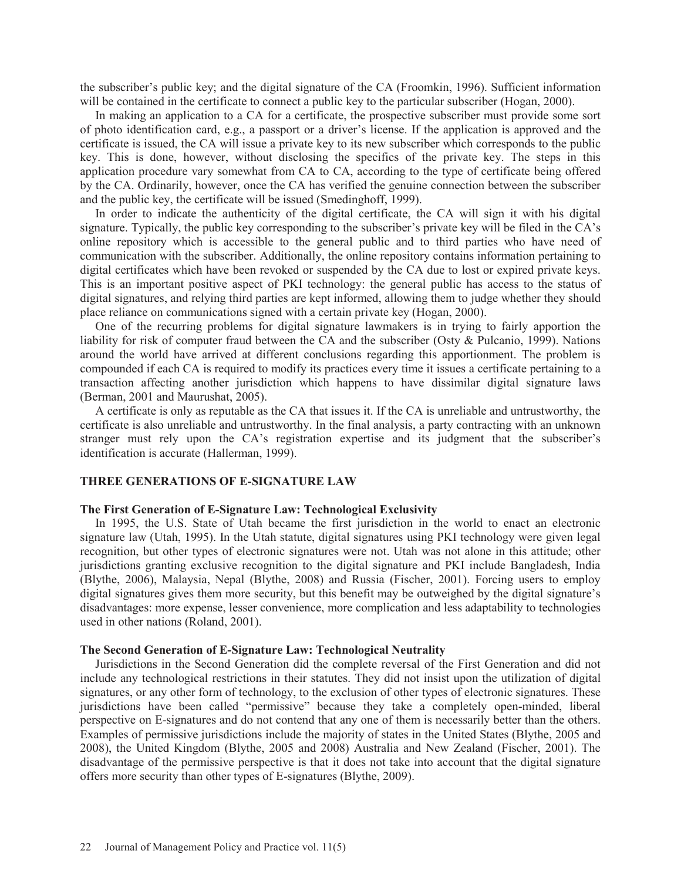the subscriber's public key; and the digital signature of the CA (Froomkin, 1996). Sufficient information will be contained in the certificate to connect a public key to the particular subscriber (Hogan, 2000).

In making an application to a CA for a certificate, the prospective subscriber must provide some sort of photo identification card, e.g., a passport or a driver's license. If the application is approved and the certificate is issued, the CA will issue a private key to its new subscriber which corresponds to the public key. This is done, however, without disclosing the specifics of the private key. The steps in this application procedure vary somewhat from CA to CA, according to the type of certificate being offered by the CA. Ordinarily, however, once the CA has verified the genuine connection between the subscriber and the public key, the certificate will be issued (Smedinghoff, 1999).

In order to indicate the authenticity of the digital certificate, the CA will sign it with his digital signature. Typically, the public key corresponding to the subscriber's private key will be filed in the CA's online repository which is accessible to the general public and to third parties who have need of communication with the subscriber. Additionally, the online repository contains information pertaining to digital certificates which have been revoked or suspended by the CA due to lost or expired private keys. This is an important positive aspect of PKI technology: the general public has access to the status of digital signatures, and relying third parties are kept informed, allowing them to judge whether they should place reliance on communications signed with a certain private key (Hogan, 2000).

One of the recurring problems for digital signature lawmakers is in trying to fairly apportion the liability for risk of computer fraud between the CA and the subscriber (Osty & Pulcanio, 1999). Nations around the world have arrived at different conclusions regarding this apportionment. The problem is compounded if each CA is required to modify its practices every time it issues a certificate pertaining to a transaction affecting another jurisdiction which happens to have dissimilar digital signature laws (Berman, 2001 and Maurushat, 2005).

A certificate is only as reputable as the CA that issues it. If the CA is unreliable and untrustworthy, the certificate is also unreliable and untrustworthy. In the final analysis, a party contracting with an unknown stranger must rely upon the CA's registration expertise and its judgment that the subscriber's identification is accurate (Hallerman, 1999).

## THREE GENERATIONS OF E-SIGNATURE LAW

### The First Generation of E-Signature Law: Technological Exclusivity

In 1995, the U.S. State of Utah became the first jurisdiction in the world to enact an electronic signature law (Utah, 1995). In the Utah statute, digital signatures using PKI technology were given legal recognition, but other types of electronic signatures were not. Utah was not alone in this attitude; other jurisdictions granting exclusive recognition to the digital signature and PKI include Bangladesh, India (Blythe, 2006), Malaysia, Nepal (Blythe, 2008) and Russia (Fischer, 2001). Forcing users to employ digital signatures gives them more security, but this benefit may be outweighed by the digital signature's disadvantages: more expense, lesser convenience, more complication and less adaptability to technologies used in other nations (Roland, 2001).

### The Second Generation of E-Signature Law: Technological Neutrality

Jurisdictions in the Second Generation did the complete reversal of the First Generation and did not include any technological restrictions in their statutes. They did not insist upon the utilization of digital signatures, or any other form of technology, to the exclusion of other types of electronic signatures. These jurisdictions have been called "permissive" because they take a completely open-minded, liberal perspective on E-signatures and do not contend that any one of them is necessarily better than the others. Examples of permissive jurisdictions include the majority of states in the United States (Blythe, 2005 and 2008), the United Kingdom (Blythe, 2005 and 2008) Australia and New Zealand (Fischer, 2001). The disadvantage of the permissive perspective is that it does not take into account that the digital signature offers more security than other types of E-signatures (Blythe, 2009).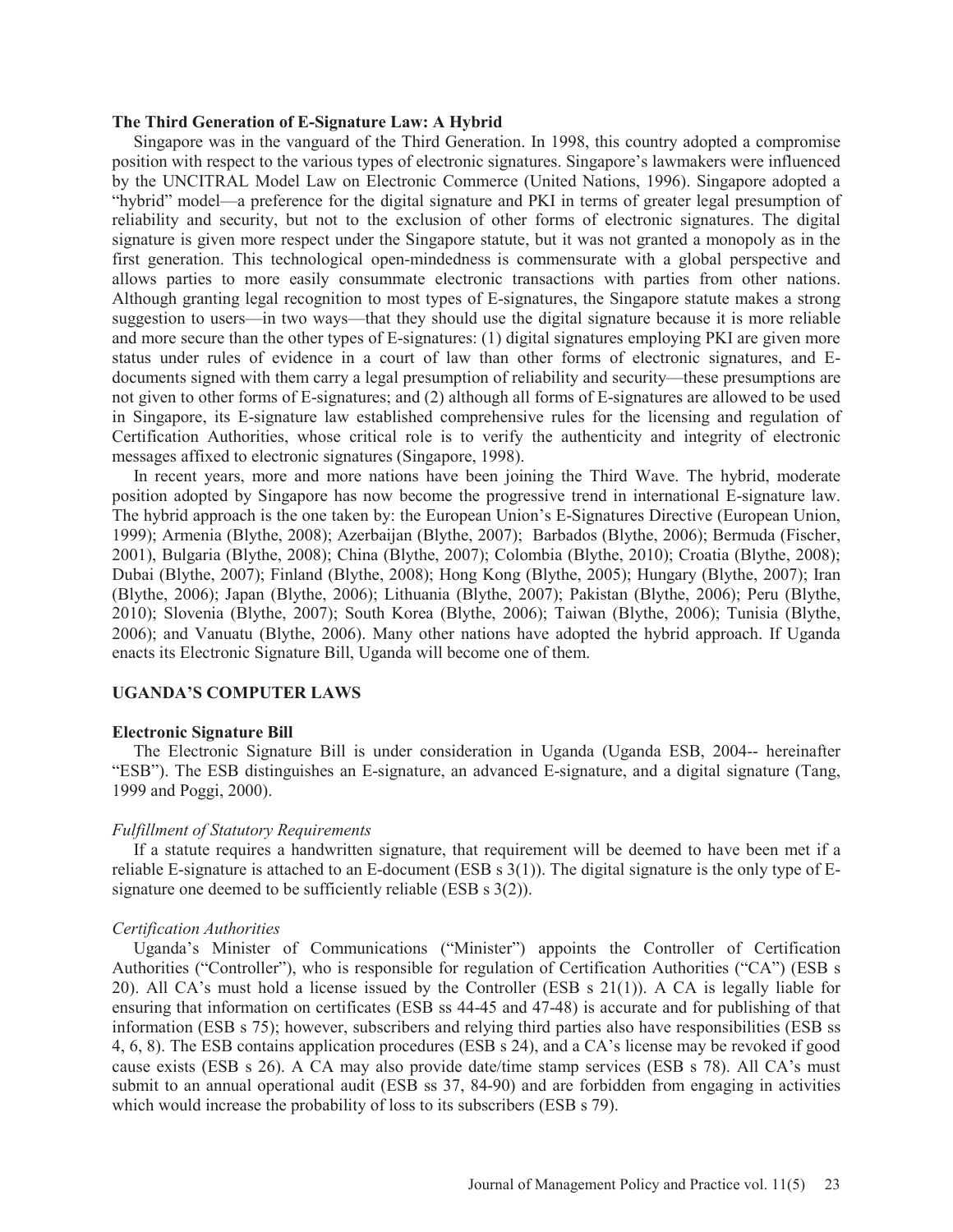### The Third Generation of E-Signature Law: A Hybrid

Singapore was in the vanguard of the Third Generation. In 1998, this country adopted a compromise position with respect to the various types of electronic signatures. Singapore's lawmakers were influenced by the UNCITRAL Model Law on Electronic Commerce (United Nations, 1996). Singapore adopted a "hybrid" model—a preference for the digital signature and PKI in terms of greater legal presumption of reliability and security, but not to the exclusion of other forms of electronic signatures. The digital signature is given more respect under the Singapore statute, but it was not granted a monopoly as in the first generation. This technological open-mindedness is commensurate with a global perspective and allows parties to more easily consummate electronic transactions with parties from other nations. Although granting legal recognition to most types of E-signatures, the Singapore statute makes a strong suggestion to users—in two ways—that they should use the digital signature because it is more reliable and more secure than the other types of E-signatures: (1) digital signatures employing PKI are given more status under rules of evidence in a court of law than other forms of electronic signatures, and E-documents signed with them carry a legal presumption of reliability and security—these presumptions are not given to other forms of E-signatures; and (2) although all forms of E-signatures are allowed to be used in Singapore, its E-signature law established comprehensive rules for the licensing and regulation of Certification Authorities, whose critical role is to verify the authenticity and integrity of electronic messages affixed to electronic signatures (Singapore, 1998).

In recent years, more and more nations have been joining the Third Wave. The hybrid, moderate position adopted by Singapore has now become the progressive trend in international E-signature law. The hybrid approach is the one taken by: the European Union's E-Signatures Directive (European Union, 1999); Armenia (Blythe, 2008); Azerbaijan (Blythe, 2007); Barbados (Blythe, 2006); Bermuda (Fischer, 2001), Bulgaria (Blythe, 2008); China (Blythe, 2007); Colombia (Blythe, 2010); Croatia (Blythe, 2008); Dubai (Blythe, 2007); Finland (Blythe, 2008); Hong Kong (Blythe, 2005); Hungary (Blythe, 2007); Iran (Blythe, 2006); Japan (Blythe, 2006); Lithuania (Blythe, 2007); Pakistan (Blythe, 2006); Peru (Blythe, 2010); Slovenia (Blythe, 2007); South Korea (Blythe, 2006); Taiwan (Blythe, 2006); Tunisia (Blythe, 2006); and Vanuatu (Blythe, 2006). Many other nations have adopted the hybrid approach. If Uganda enacts its Electronic Signature Bill, Uganda will become one of them.

## UGANDA'S COMPUTER LAWS

### Electronic Signature Bill

The Electronic Signature Bill is under consideration in Uganda (Uganda ESB, 2004-- hereinafter "ESB"). The ESB distinguishes an E-signature, an advanced E-signature, and a digital signature (Tang, 1999 and Poggi, 2000).

#### *Fulfillment of Statutory Requirements*

If a statute requires a handwritten signature, that requirement will be deemed to have been met if a reliable E-signature is attached to an E-document (ESB s 3(1)). The digital signature is the only type of E-signature one deemed to be sufficiently reliable (ESB s 3(2)).

#### *Certification Authorities*

Uganda's Minister of Communications ("Minister") appoints the Controller of Certification Authorities ("Controller"), who is responsible for regulation of Certification Authorities ("CA") (ESB s 20). All CA's must hold a license issued by the Controller (ESB s 21(1)). A CA is legally liable for ensuring that information on certificates (ESB ss 44-45 and 47-48) is accurate and for publishing of that information (ESB s 75); however, subscribers and relying third parties also have responsibilities (ESB ss 4, 6, 8). The ESB contains application procedures (ESB s 24), and a CA's license may be revoked if good cause exists (ESB s 26). A CA may also provide date/time stamp services (ESB s 78). All CA's must submit to an annual operational audit (ESB ss 37, 84-90) and are forbidden from engaging in activities which would increase the probability of loss to its subscribers (ESB s 79).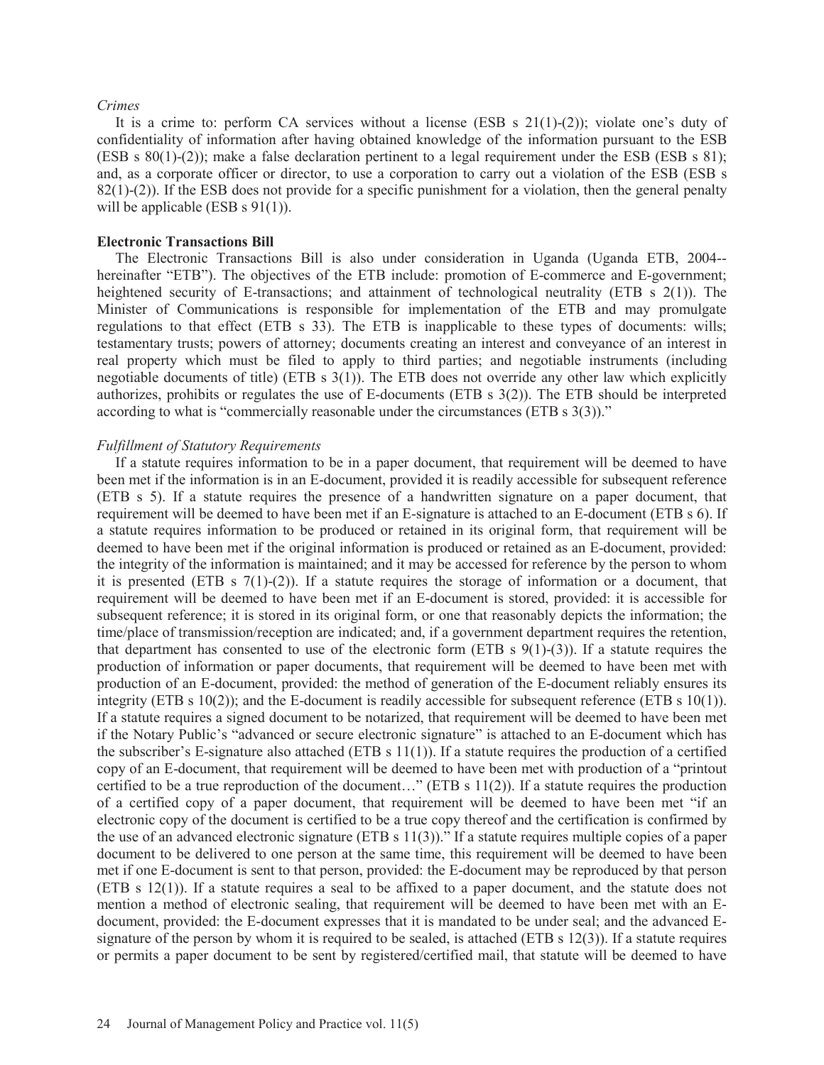*Crimes*

It is a crime to: perform CA services without a license (ESB s 21(1)-(2)); violate one's duty of confidentiality of information after having obtained knowledge of the information pursuant to the ESB (ESB s 80(1)-(2)); make a false declaration pertinent to a legal requirement under the ESB (ESB s 81); and, as a corporate officer or director, to use a corporation to carry out a violation of the ESB (ESB s 82(1)-(2)). If the ESB does not provide for a specific punishment for a violation, then the general penalty will be applicable (ESB s 91(1)).

**Electronic Transactions Bill**

The Electronic Transactions Bill is also under consideration in Uganda (Uganda ETB, 2004--hereinafter "ETB"). The objectives of the ETB include: promotion of E-commerce and E-government; heightened security of E-transactions; and attainment of technological neutrality (ETB s 2(1)). The Minister of Communications is responsible for implementation of the ETB and may promulgate regulations to that effect (ETB s 33). The ETB is inapplicable to these types of documents: wills; testamentary trusts; powers of attorney; documents creating an interest and conveyance of an interest in real property which must be filed to apply to third parties; and negotiable instruments (including negotiable documents of title) (ETB s 3(1)). The ETB does not override any other law which explicitly authorizes, prohibits or regulates the use of E-documents (ETB s 3(2)). The ETB should be interpreted according to what is "commercially reasonable under the circumstances (ETB s 3(3))."

*Fulfillment of Statutory Requirements*

If a statute requires information to be in a paper document, that requirement will be deemed to have been met if the information is in an E-document, provided it is readily accessible for subsequent reference (ETB s 5). If a statute requires the presence of a handwritten signature on a paper document, that requirement will be deemed to have been met if an E-signature is attached to an E-document (ETB s 6). If a statute requires information to be produced or retained in its original form, that requirement will be deemed to have been met if the original information is produced or retained as an E-document, provided: the integrity of the information is maintained; and it may be accessed for reference by the person to whom it is presented (ETB s 7(1)-(2)). If a statute requires the storage of information or a document, that requirement will be deemed to have been met if an E-document is stored, provided: it is accessible for subsequent reference; it is stored in its original form, or one that reasonably depicts the information; the time/place of transmission/reception are indicated; and, if a government department requires the retention, that department has consented to use of the electronic form (ETB s 9(1)-(3)). If a statute requires the production of information or paper documents, that requirement will be deemed to have been met with production of an E-document, provided: the method of generation of the E-document reliably ensures its integrity (ETB s 10(2)); and the E-document is readily accessible for subsequent reference (ETB s 10(1)). If a statute requires a signed document to be notarized, that requirement will be deemed to have been met if the Notary Public's "advanced or secure electronic signature" is attached to an E-document which has the subscriber's E-signature also attached (ETB s 11(1)). If a statute requires the production of a certified copy of an E-document, that requirement will be deemed to have been met with production of a "printout certified to be a true reproduction of the document…" (ETB s 11(2)). If a statute requires the production of a certified copy of a paper document, that requirement will be deemed to have been met "if an electronic copy of the document is certified to be a true copy thereof and the certification is confirmed by the use of an advanced electronic signature (ETB s 11(3))." If a statute requires multiple copies of a paper document to be delivered to one person at the same time, this requirement will be deemed to have been met if one E-document is sent to that person, provided: the E-document may be reproduced by that person (ETB s 12(1)). If a statute requires a seal to be affixed to a paper document, and the statute does not mention a method of electronic sealing, that requirement will be deemed to have been met with an E-document, provided: the E-document expresses that it is mandated to be under seal; and the advanced E-signature of the person by whom it is required to be sealed, is attached (ETB s 12(3)). If a statute requires or permits a paper document to be sent by registered/certified mail, that statute will be deemed to have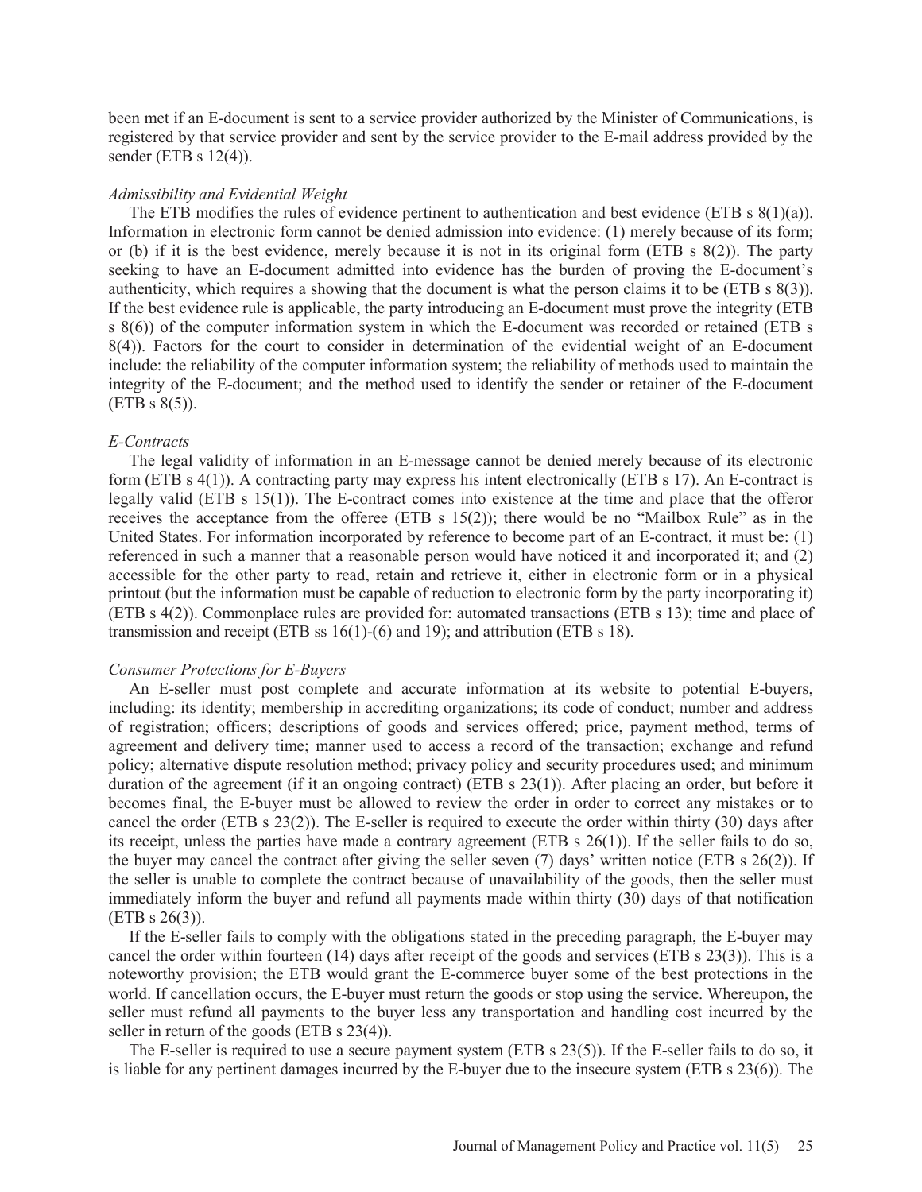been met if an E-document is sent to a service provider authorized by the Minister of Communications, is registered by that service provider and sent by the service provider to the E-mail address provided by the sender (ETB s 12(4)).

*Admissibility and Evidential Weight*

The ETB modifies the rules of evidence pertinent to authentication and best evidence (ETB s 8(1)(a)). Information in electronic form cannot be denied admission into evidence: (1) merely because of its form; or (b) if it is the best evidence, merely because it is not in its original form (ETB s 8(2)). The party seeking to have an E-document admitted into evidence has the burden of proving the E-document's authenticity, which requires a showing that the document is what the person claims it to be (ETB s 8(3)). If the best evidence rule is applicable, the party introducing an E-document must prove the integrity (ETB s 8(6)) of the computer information system in which the E-document was recorded or retained (ETB s 8(4)). Factors for the court to consider in determination of the evidential weight of an E-document include: the reliability of the computer information system; the reliability of methods used to maintain the integrity of the E-document; and the method used to identify the sender or retainer of the E-document (ETB s 8(5)).

*E-Contracts*

The legal validity of information in an E-message cannot be denied merely because of its electronic form (ETB s 4(1)). A contracting party may express his intent electronically (ETB s 17). An E-contract is legally valid (ETB s 15(1)). The E-contract comes into existence at the time and place that the offeror receives the acceptance from the offeree (ETB s 15(2)); there would be no "Mailbox Rule" as in the United States. For information incorporated by reference to become part of an E-contract, it must be: (1) referenced in such a manner that a reasonable person would have noticed it and incorporated it; and (2) accessible for the other party to read, retain and retrieve it, either in electronic form or in a physical printout (but the information must be capable of reduction to electronic form by the party incorporating it) (ETB s 4(2)). Commonplace rules are provided for: automated transactions (ETB s 13); time and place of transmission and receipt (ETB ss 16(1)-(6) and 19); and attribution (ETB s 18).

*Consumer Protections for E-Buyers*

An E-seller must post complete and accurate information at its website to potential E-buyers, including: its identity; membership in accrediting organizations; its code of conduct; number and address of registration; officers; descriptions of goods and services offered; price, payment method, terms of agreement and delivery time; manner used to access a record of the transaction; exchange and refund policy; alternative dispute resolution method; privacy policy and security procedures used; and minimum duration of the agreement (if it an ongoing contract) (ETB s 23(1)). After placing an order, but before it becomes final, the E-buyer must be allowed to review the order in order to correct any mistakes or to cancel the order (ETB s 23(2)). The E-seller is required to execute the order within thirty (30) days after its receipt, unless the parties have made a contrary agreement (ETB s 26(1)). If the seller fails to do so, the buyer may cancel the contract after giving the seller seven (7) days' written notice (ETB s 26(2)). If the seller is unable to complete the contract because of unavailability of the goods, then the seller must immediately inform the buyer and refund all payments made within thirty (30) days of that notification (ETB s 26(3)).

If the E-seller fails to comply with the obligations stated in the preceding paragraph, the E-buyer may cancel the order within fourteen (14) days after receipt of the goods and services (ETB s 23(3)). This is a noteworthy provision; the ETB would grant the E-commerce buyer some of the best protections in the world. If cancellation occurs, the E-buyer must return the goods or stop using the service. Whereupon, the seller must refund all payments to the buyer less any transportation and handling cost incurred by the seller in return of the goods (ETB s 23(4)).

The E-seller is required to use a secure payment system (ETB s 23(5)). If the E-seller fails to do so, it is liable for any pertinent damages incurred by the E-buyer due to the insecure system (ETB s 23(6)). The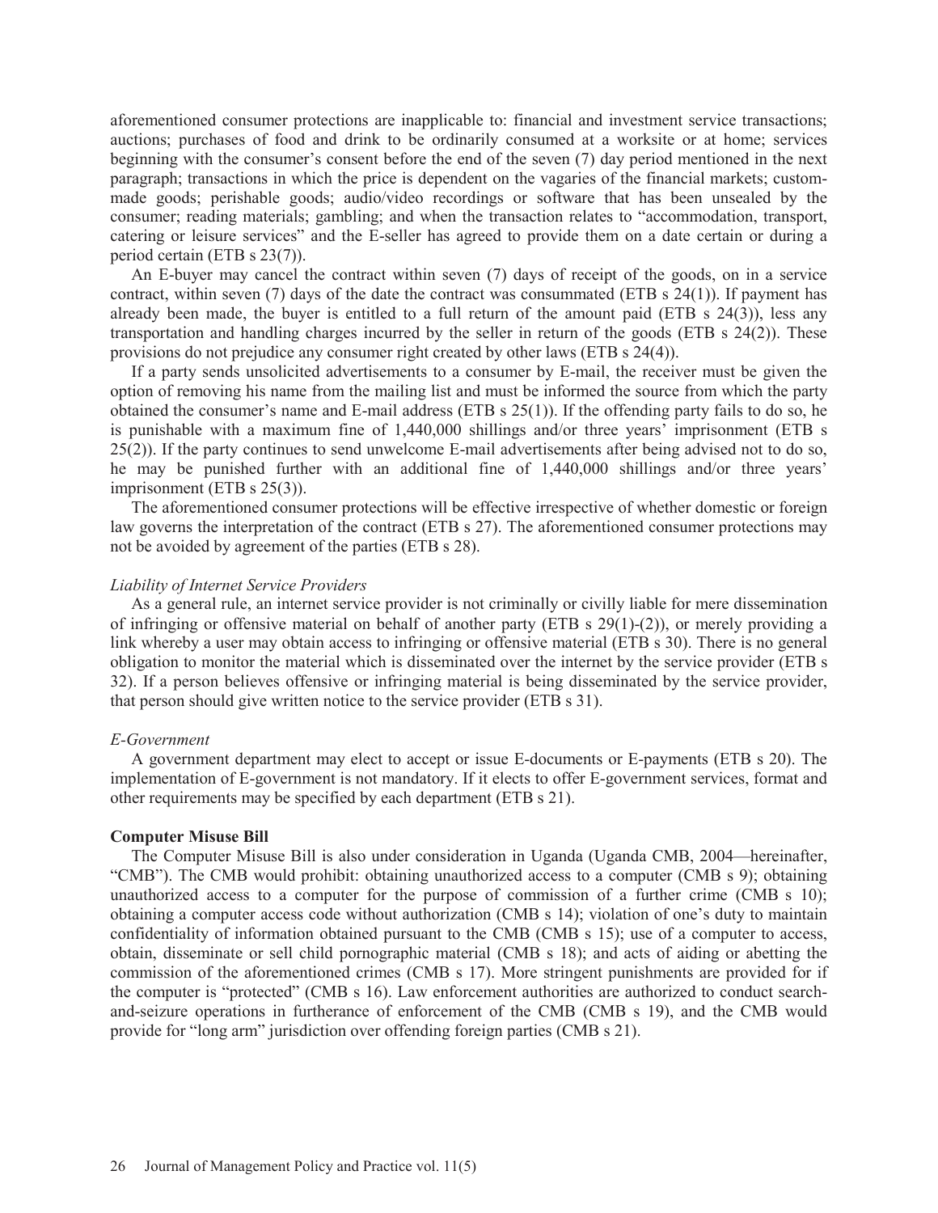aforementioned consumer protections are inapplicable to: financial and investment service transactions; auctions; purchases of food and drink to be ordinarily consumed at a worksite or at home; services beginning with the consumer's consent before the end of the seven (7) day period mentioned in the next paragraph; transactions in which the price is dependent on the vagaries of the financial markets; custom-made goods; perishable goods; audio/video recordings or software that has been unsealed by the consumer; reading materials; gambling; and when the transaction relates to "accommodation, transport, catering or leisure services" and the E-seller has agreed to provide them on a date certain or during a period certain (ETB s 23(7)).

An E-buyer may cancel the contract within seven (7) days of receipt of the goods, on in a service contract, within seven (7) days of the date the contract was consummated (ETB s 24(1)). If payment has already been made, the buyer is entitled to a full return of the amount paid (ETB s 24(3)), less any transportation and handling charges incurred by the seller in return of the goods (ETB s 24(2)). These provisions do not prejudice any consumer right created by other laws (ETB s 24(4)).

If a party sends unsolicited advertisements to a consumer by E-mail, the receiver must be given the option of removing his name from the mailing list and must be informed the source from which the party obtained the consumer's name and E-mail address (ETB s 25(1)). If the offending party fails to do so, he is punishable with a maximum fine of 1,440,000 shillings and/or three years' imprisonment (ETB s 25(2)). If the party continues to send unwelcome E-mail advertisements after being advised not to do so, he may be punished further with an additional fine of 1,440,000 shillings and/or three years' imprisonment (ETB s 25(3)).

The aforementioned consumer protections will be effective irrespective of whether domestic or foreign law governs the interpretation of the contract (ETB s 27). The aforementioned consumer protections may not be avoided by agreement of the parties (ETB s 28).

*Liability of Internet Service Providers*

As a general rule, an internet service provider is not criminally or civilly liable for mere dissemination of infringing or offensive material on behalf of another party (ETB s 29(1)-(2)), or merely providing a link whereby a user may obtain access to infringing or offensive material (ETB s 30). There is no general obligation to monitor the material which is disseminated over the internet by the service provider (ETB s 32). If a person believes offensive or infringing material is being disseminated by the service provider, that person should give written notice to the service provider (ETB s 31).

*E-Government*

A government department may elect to accept or issue E-documents or E-payments (ETB s 20). The implementation of E-government is not mandatory. If it elects to offer E-government services, format and other requirements may be specified by each department (ETB s 21).

**Computer Misuse Bill**

The Computer Misuse Bill is also under consideration in Uganda (Uganda CMB, 2004—hereinafter, "CMB"). The CMB would prohibit: obtaining unauthorized access to a computer (CMB s 9); obtaining unauthorized access to a computer for the purpose of commission of a further crime (CMB s 10); obtaining a computer access code without authorization (CMB s 14); violation of one's duty to maintain confidentiality of information obtained pursuant to the CMB (CMB s 15); use of a computer to access, obtain, disseminate or sell child pornographic material (CMB s 18); and acts of aiding or abetting the commission of the aforementioned crimes (CMB s 17). More stringent punishments are provided for if the computer is "protected" (CMB s 16). Law enforcement authorities are authorized to conduct search-and-seizure operations in furtherance of enforcement of the CMB (CMB s 19), and the CMB would provide for "long arm" jurisdiction over offending foreign parties (CMB s 21).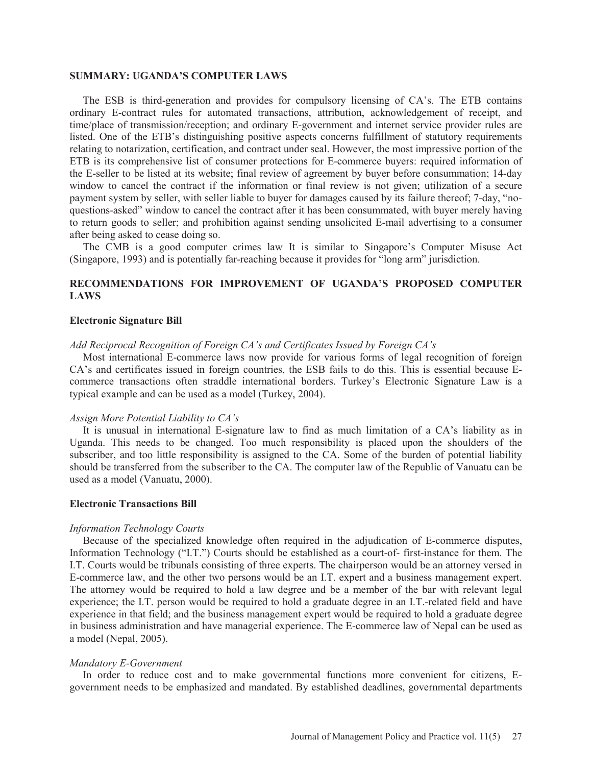## SUMMARY: UGANDA'S COMPUTER LAWS

The ESB is third-generation and provides for compulsory licensing of CA's. The ETB contains ordinary E-contract rules for automated transactions, attribution, acknowledgement of receipt, and time/place of transmission/reception; and ordinary E-government and internet service provider rules are listed. One of the ETB's distinguishing positive aspects concerns fulfillment of statutory requirements relating to notarization, certification, and contract under seal. However, the most impressive portion of the ETB is its comprehensive list of consumer protections for E-commerce buyers: required information of the E-seller to be listed at its website; final review of agreement by buyer before consummation; 14-day window to cancel the contract if the information or final review is not given; utilization of a secure payment system by seller, with seller liable to buyer for damages caused by its failure thereof; 7-day, "no-questions-asked" window to cancel the contract after it has been consummated, with buyer merely having to return goods to seller; and prohibition against sending unsolicited E-mail advertising to a consumer after being asked to cease doing so.

The CMB is a good computer crimes law It is similar to Singapore's Computer Misuse Act (Singapore, 1993) and is potentially far-reaching because it provides for "long arm" jurisdiction.

## RECOMMENDATIONS FOR IMPROVEMENT OF UGANDA'S PROPOSED COMPUTER LAWS

### Electronic Signature Bill

*Add Reciprocal Recognition of Foreign CA's and Certificates Issued by Foreign CA's*

Most international E-commerce laws now provide for various forms of legal recognition of foreign CA's and certificates issued in foreign countries, the ESB fails to do this. This is essential because E-commerce transactions often straddle international borders. Turkey's Electronic Signature Law is a typical example and can be used as a model (Turkey, 2004).

*Assign More Potential Liability to CA's*

It is unusual in international E-signature law to find as much limitation of a CA's liability as in Uganda. This needs to be changed. Too much responsibility is placed upon the shoulders of the subscriber, and too little responsibility is assigned to the CA. Some of the burden of potential liability should be transferred from the subscriber to the CA. The computer law of the Republic of Vanuatu can be used as a model (Vanuatu, 2000).

### Electronic Transactions Bill

*Information Technology Courts*

Because of the specialized knowledge often required in the adjudication of E-commerce disputes, Information Technology ("I.T.") Courts should be established as a court-of- first-instance for them. The I.T. Courts would be tribunals consisting of three experts. The chairperson would be an attorney versed in E-commerce law, and the other two persons would be an I.T. expert and a business management expert. The attorney would be required to hold a law degree and be a member of the bar with relevant legal experience; the I.T. person would be required to hold a graduate degree in an I.T.-related field and have experience in that field; and the business management expert would be required to hold a graduate degree in business administration and have managerial experience. The E-commerce law of Nepal can be used as a model (Nepal, 2005).

*Mandatory E-Government*

In order to reduce cost and to make governmental functions more convenient for citizens, E-government needs to be emphasized and mandated. By established deadlines, governmental departments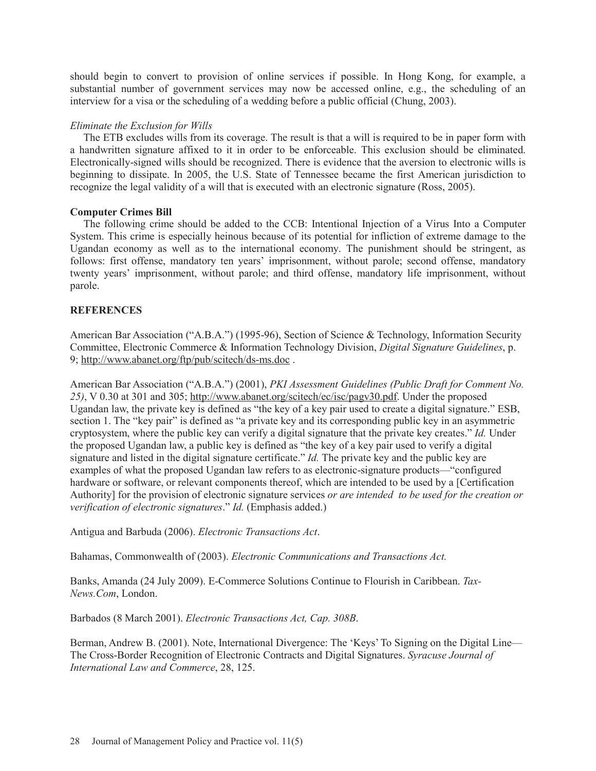should begin to convert to provision of online services if possible. In Hong Kong, for example, a substantial number of government services may now be accessed online, e.g., the scheduling of an interview for a visa or the scheduling of a wedding before a public official (Chung, 2003).

*Eliminate the Exclusion for Wills*

The ETB excludes wills from its coverage. The result is that a will is required to be in paper form with a handwritten signature affixed to it in order to be enforceable. This exclusion should be eliminated. Electronically-signed wills should be recognized. There is evidence that the aversion to electronic wills is beginning to dissipate. In 2005, the U.S. State of Tennessee became the first American jurisdiction to recognize the legal validity of a will that is executed with an electronic signature (Ross, 2005).

**Computer Crimes Bill**

The following crime should be added to the CCB: Intentional Injection of a Virus Into a Computer System. This crime is especially heinous because of its potential for infliction of extreme damage to the Ugandan economy as well as to the international economy. The punishment should be stringent, as follows: first offense, mandatory ten years' imprisonment, without parole; second offense, mandatory twenty years' imprisonment, without parole; and third offense, mandatory life imprisonment, without parole.

## REFERENCES

American Bar Association ("A.B.A.") (1995-96), Section of Science & Technology, Information Security Committee, Electronic Commerce & Information Technology Division, *Digital Signature Guidelines*, p. 9; http://www.abanet.org/ftp/pub/scitech/ds-ms.doc .

American Bar Association ("A.B.A.") (2001), *PKI Assessment Guidelines (Public Draft for Comment No. 25)*, V 0.30 at 301 and 305; http://www.abanet.org/scitech/ec/isc/pagv30.pdf. Under the proposed Ugandan law, the private key is defined as "the key of a key pair used to create a digital signature." ESB, section 1. The "key pair" is defined as "a private key and its corresponding public key in an asymmetric cryptosystem, where the public key can verify a digital signature that the private key creates." *Id.* Under the proposed Ugandan law, a public key is defined as "the key of a key pair used to verify a digital signature and listed in the digital signature certificate." *Id.* The private key and the public key are examples of what the proposed Ugandan law refers to as electronic-signature products—"configured hardware or software, or relevant components thereof, which are intended to be used by a [Certification Authority] for the provision of electronic signature services *or are intended to be used for the creation or verification of electronic signatures*." *Id.* (Emphasis added.)

Antigua and Barbuda (2006). *Electronic Transactions Act*.

Bahamas, Commonwealth of (2003). *Electronic Communications and Transactions Act.*

Banks, Amanda (24 July 2009). E-Commerce Solutions Continue to Flourish in Caribbean. *Tax-News.Com*, London.

Barbados (8 March 2001). *Electronic Transactions Act, Cap. 308B*.

Berman, Andrew B. (2001). Note, International Divergence: The 'Keys' To Signing on the Digital Line—The Cross-Border Recognition of Electronic Contracts and Digital Signatures. *Syracuse Journal of International Law and Commerce*, 28, 125.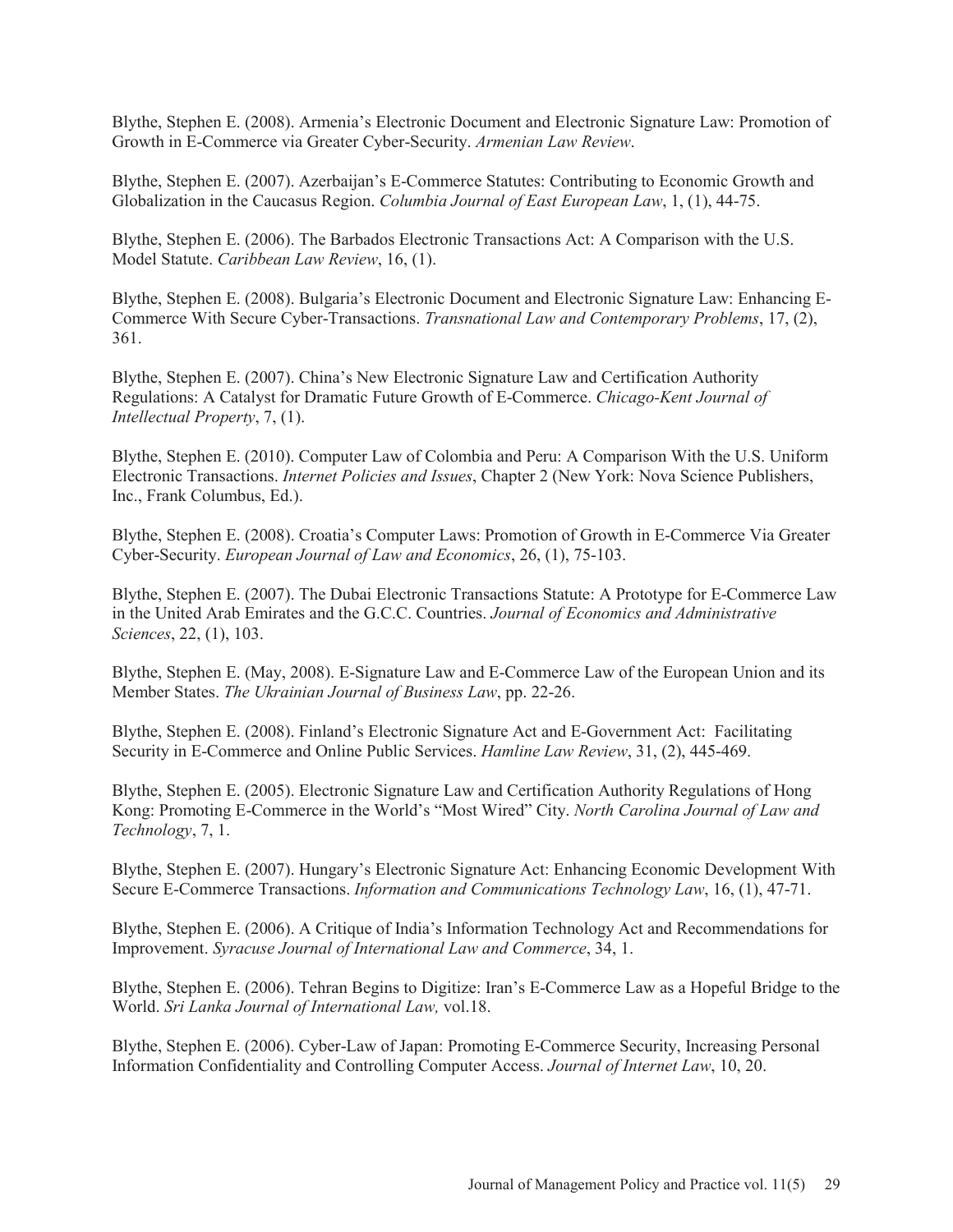Blythe, Stephen E. (2008). Armenia's Electronic Document and Electronic Signature Law: Promotion of Growth in E-Commerce via Greater Cyber-Security. *Armenian Law Review*.

Blythe, Stephen E. (2007). Azerbaijan's E-Commerce Statutes: Contributing to Economic Growth and Globalization in the Caucasus Region. *Columbia Journal of East European Law*, 1, (1), 44-75.

Blythe, Stephen E. (2006). The Barbados Electronic Transactions Act: A Comparison with the U.S. Model Statute. *Caribbean Law Review*, 16, (1).

Blythe, Stephen E. (2008). Bulgaria's Electronic Document and Electronic Signature Law: Enhancing E-Commerce With Secure Cyber-Transactions. *Transnational Law and Contemporary Problems*, 17, (2), 361.

Blythe, Stephen E. (2007). China's New Electronic Signature Law and Certification Authority Regulations: A Catalyst for Dramatic Future Growth of E-Commerce. *Chicago-Kent Journal of Intellectual Property*, 7, (1).

Blythe, Stephen E. (2010). Computer Law of Colombia and Peru: A Comparison With the U.S. Uniform Electronic Transactions. *Internet Policies and Issues*, Chapter 2 (New York: Nova Science Publishers, Inc., Frank Columbus, Ed.).

Blythe, Stephen E. (2008). Croatia's Computer Laws: Promotion of Growth in E-Commerce Via Greater Cyber-Security. *European Journal of Law and Economics*, 26, (1), 75-103.

Blythe, Stephen E. (2007). The Dubai Electronic Transactions Statute: A Prototype for E-Commerce Law in the United Arab Emirates and the G.C.C. Countries. *Journal of Economics and Administrative Sciences*, 22, (1), 103.

Blythe, Stephen E. (May, 2008). E-Signature Law and E-Commerce Law of the European Union and its Member States. *The Ukrainian Journal of Business Law*, pp. 22-26.

Blythe, Stephen E. (2008). Finland's Electronic Signature Act and E-Government Act: Facilitating Security in E-Commerce and Online Public Services. *Hamline Law Review*, 31, (2), 445-469.

Blythe, Stephen E. (2005). Electronic Signature Law and Certification Authority Regulations of Hong Kong: Promoting E-Commerce in the World's "Most Wired" City. *North Carolina Journal of Law and Technology*, 7, 1.

Blythe, Stephen E. (2007). Hungary's Electronic Signature Act: Enhancing Economic Development With Secure E-Commerce Transactions. *Information and Communications Technology Law*, 16, (1), 47-71.

Blythe, Stephen E. (2006). A Critique of India's Information Technology Act and Recommendations for Improvement. *Syracuse Journal of International Law and Commerce*, 34, 1.

Blythe, Stephen E. (2006). Tehran Begins to Digitize: Iran's E-Commerce Law as a Hopeful Bridge to the World. *Sri Lanka Journal of International Law,* vol.18.

Blythe, Stephen E. (2006). Cyber-Law of Japan: Promoting E-Commerce Security, Increasing Personal Information Confidentiality and Controlling Computer Access. *Journal of Internet Law*, 10, 20.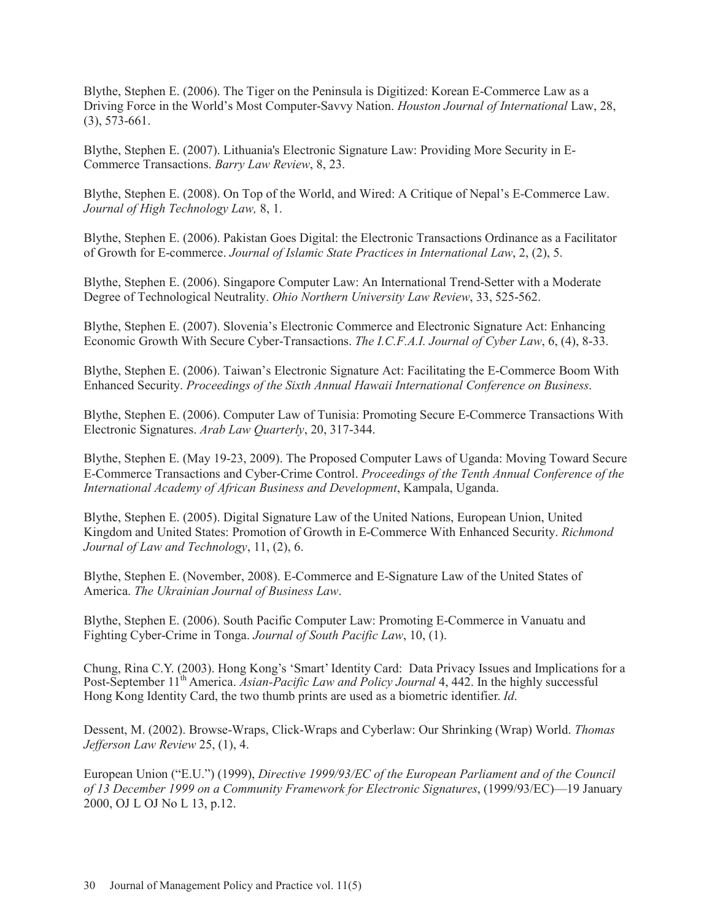Blythe, Stephen E. (2006). The Tiger on the Peninsula is Digitized: Korean E-Commerce Law as a Driving Force in the World's Most Computer-Savvy Nation. *Houston Journal of International* Law, 28, (3), 573-661.

Blythe, Stephen E. (2007). Lithuania's Electronic Signature Law: Providing More Security in E-Commerce Transactions. *Barry Law Review*, 8, 23.

Blythe, Stephen E. (2008). On Top of the World, and Wired: A Critique of Nepal's E-Commerce Law. *Journal of High Technology Law,* 8, 1.

Blythe, Stephen E. (2006). Pakistan Goes Digital: the Electronic Transactions Ordinance as a Facilitator of Growth for E-commerce. *Journal of Islamic State Practices in International Law*, 2, (2), 5.

Blythe, Stephen E. (2006). Singapore Computer Law: An International Trend-Setter with a Moderate Degree of Technological Neutrality. *Ohio Northern University Law Review*, 33, 525-562.

Blythe, Stephen E. (2007). Slovenia's Electronic Commerce and Electronic Signature Act: Enhancing Economic Growth With Secure Cyber-Transactions. *The I.C.F.A.I. Journal of Cyber Law*, 6, (4), 8-33.

Blythe, Stephen E. (2006). Taiwan's Electronic Signature Act: Facilitating the E-Commerce Boom With Enhanced Security. *Proceedings of the Sixth Annual Hawaii International Conference on Business*.

Blythe, Stephen E. (2006). Computer Law of Tunisia: Promoting Secure E-Commerce Transactions With Electronic Signatures. *Arab Law Quarterly*, 20, 317-344.

Blythe, Stephen E. (May 19-23, 2009). The Proposed Computer Laws of Uganda: Moving Toward Secure E-Commerce Transactions and Cyber-Crime Control. *Proceedings of the Tenth Annual Conference of the International Academy of African Business and Development*, Kampala, Uganda.

Blythe, Stephen E. (2005). Digital Signature Law of the United Nations, European Union, United Kingdom and United States: Promotion of Growth in E-Commerce With Enhanced Security. *Richmond Journal of Law and Technology*, 11, (2), 6.

Blythe, Stephen E. (November, 2008). E-Commerce and E-Signature Law of the United States of America. *The Ukrainian Journal of Business Law*.

Blythe, Stephen E. (2006). South Pacific Computer Law: Promoting E-Commerce in Vanuatu and Fighting Cyber-Crime in Tonga. *Journal of South Pacific Law*, 10, (1).

Chung, Rina C.Y. (2003). Hong Kong's 'Smart' Identity Card: Data Privacy Issues and Implications for a Post-September 11th America. *Asian-Pacific Law and Policy Journal* 4, 442. In the highly successful Hong Kong Identity Card, the two thumb prints are used as a biometric identifier. *Id*.

Dessent, M. (2002). Browse-Wraps, Click-Wraps and Cyberlaw: Our Shrinking (Wrap) World. *Thomas Jefferson Law Review* 25, (1), 4.

European Union ("E.U.") (1999), *Directive 1999/93/EC of the European Parliament and of the Council of 13 December 1999 on a Community Framework for Electronic Signatures*, (1999/93/EC)—19 January 2000, OJ L OJ No L 13, p.12.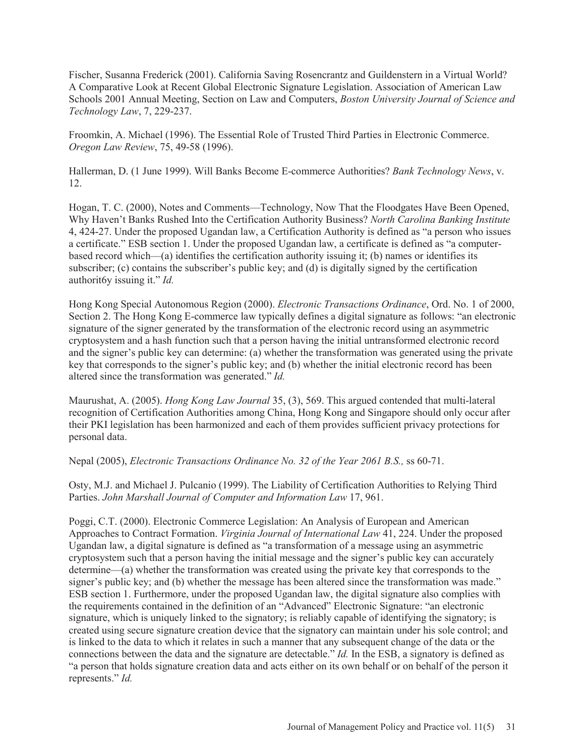Fischer, Susanna Frederick (2001). California Saving Rosencrantz and Guildenstern in a Virtual World? A Comparative Look at Recent Global Electronic Signature Legislation. Association of American Law Schools 2001 Annual Meeting, Section on Law and Computers, *Boston University Journal of Science and Technology Law*, 7, 229-237.

Froomkin, A. Michael (1996). The Essential Role of Trusted Third Parties in Electronic Commerce. *Oregon Law Review*, 75, 49-58 (1996).

Hallerman, D. (1 June 1999). Will Banks Become E-commerce Authorities? *Bank Technology News*, v. 12.

Hogan, T. C. (2000), Notes and Comments—Technology, Now That the Floodgates Have Been Opened, Why Haven't Banks Rushed Into the Certification Authority Business? *North Carolina Banking Institute* 4, 424-27. Under the proposed Ugandan law, a Certification Authority is defined as "a person who issues a certificate." ESB section 1. Under the proposed Ugandan law, a certificate is defined as "a computer-based record which—(a) identifies the certification authority issuing it; (b) names or identifies its subscriber; (c) contains the subscriber's public key; and (d) is digitally signed by the certification authorit6y issuing it." *Id.*

Hong Kong Special Autonomous Region (2000). *Electronic Transactions Ordinance*, Ord. No. 1 of 2000, Section 2. The Hong Kong E-commerce law typically defines a digital signature as follows: "an electronic signature of the signer generated by the transformation of the electronic record using an asymmetric cryptosystem and a hash function such that a person having the initial untransformed electronic record and the signer's public key can determine: (a) whether the transformation was generated using the private key that corresponds to the signer's public key; and (b) whether the initial electronic record has been altered since the transformation was generated." *Id.*

Maurushat, A. (2005). *Hong Kong Law Journal* 35, (3), 569. This argued contended that multi-lateral recognition of Certification Authorities among China, Hong Kong and Singapore should only occur after their PKI legislation has been harmonized and each of them provides sufficient privacy protections for personal data.

Nepal (2005), *Electronic Transactions Ordinance No. 32 of the Year 2061 B.S.,* ss 60-71.

Osty, M.J. and Michael J. Pulcanio (1999). The Liability of Certification Authorities to Relying Third Parties. *John Marshall Journal of Computer and Information Law* 17, 961.

Poggi, C.T. (2000). Electronic Commerce Legislation: An Analysis of European and American Approaches to Contract Formation. *Virginia Journal of International Law* 41, 224. Under the proposed Ugandan law, a digital signature is defined as "a transformation of a message using an asymmetric cryptosystem such that a person having the initial message and the signer's public key can accurately determine—(a) whether the transformation was created using the private key that corresponds to the signer's public key; and (b) whether the message has been altered since the transformation was made." ESB section 1. Furthermore, under the proposed Ugandan law, the digital signature also complies with the requirements contained in the definition of an "Advanced" Electronic Signature: "an electronic signature, which is uniquely linked to the signatory; is reliably capable of identifying the signatory; is created using secure signature creation device that the signatory can maintain under his sole control; and is linked to the data to which it relates in such a manner that any subsequent change of the data or the connections between the data and the signature are detectable." *Id.* In the ESB, a signatory is defined as "a person that holds signature creation data and acts either on its own behalf or on behalf of the person it represents." *Id.*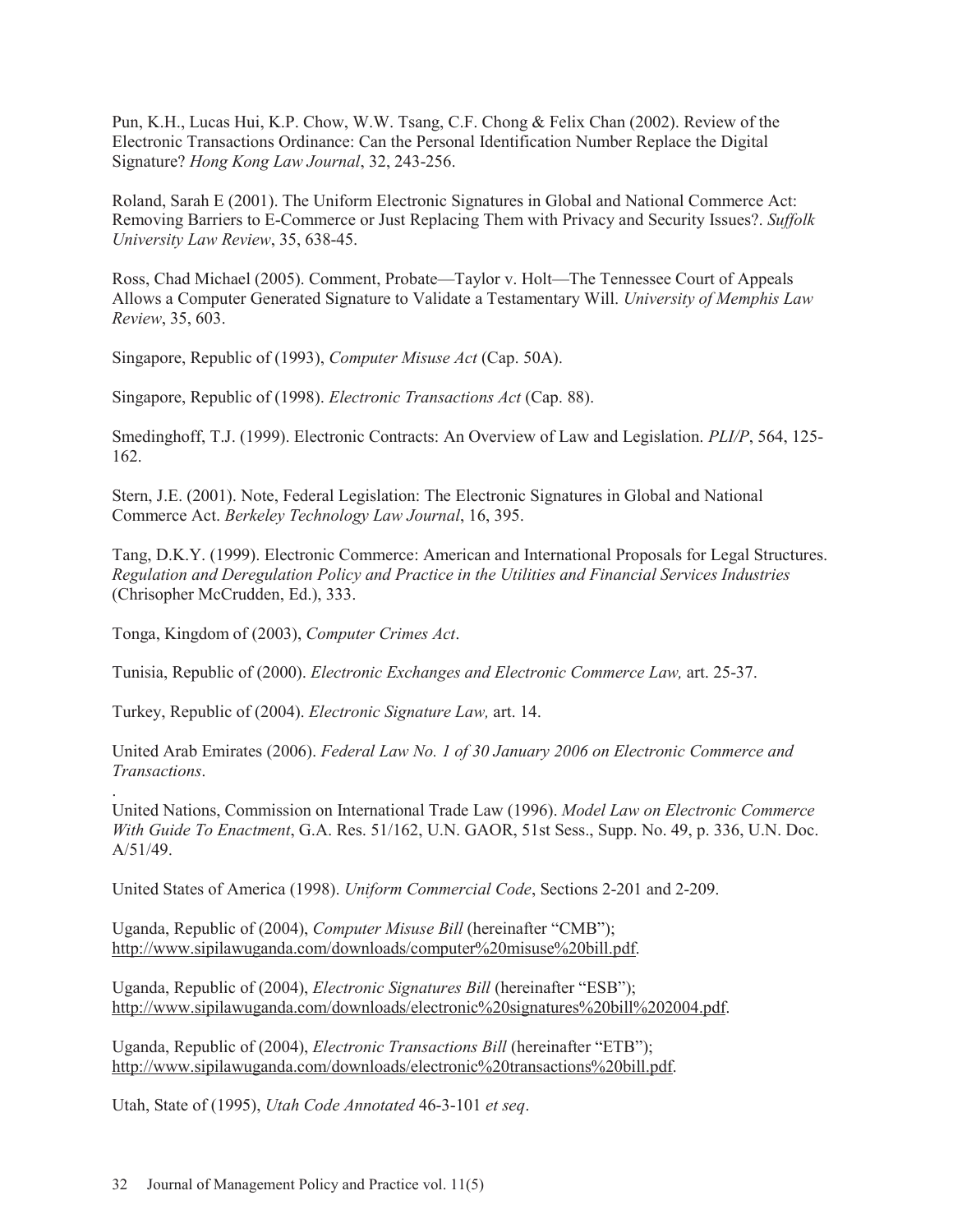Pun, K.H., Lucas Hui, K.P. Chow, W.W. Tsang, C.F. Chong & Felix Chan (2002). Review of the Electronic Transactions Ordinance: Can the Personal Identification Number Replace the Digital Signature? *Hong Kong Law Journal*, 32, 243-256.

Roland, Sarah E (2001). The Uniform Electronic Signatures in Global and National Commerce Act: Removing Barriers to E-Commerce or Just Replacing Them with Privacy and Security Issues?. *Suffolk University Law Review*, 35, 638-45.

Ross, Chad Michael (2005). Comment, Probate—Taylor v. Holt—The Tennessee Court of Appeals Allows a Computer Generated Signature to Validate a Testamentary Will. *University of Memphis Law Review*, 35, 603.

Singapore, Republic of (1993), *Computer Misuse Act* (Cap. 50A).

Singapore, Republic of (1998). *Electronic Transactions Act* (Cap. 88).

Smedinghoff, T.J. (1999). Electronic Contracts: An Overview of Law and Legislation. *PLI/P*, 564, 125-162.

Stern, J.E. (2001). Note, Federal Legislation: The Electronic Signatures in Global and National Commerce Act. *Berkeley Technology Law Journal*, 16, 395.

Tang, D.K.Y. (1999). Electronic Commerce: American and International Proposals for Legal Structures. *Regulation and Deregulation Policy and Practice in the Utilities and Financial Services Industries* (Chrisopher McCrudden, Ed.), 333.

Tonga, Kingdom of (2003), *Computer Crimes Act*.

Tunisia, Republic of (2000). *Electronic Exchanges and Electronic Commerce Law,* art. 25-37.

Turkey, Republic of (2004). *Electronic Signature Law,* art. 14.

United Arab Emirates (2006). *Federal Law No. 1 of 30 January 2006 on Electronic Commerce and Transactions*.

United Nations, Commission on International Trade Law (1996). *Model Law on Electronic Commerce With Guide To Enactment*, G.A. Res. 51/162, U.N. GAOR, 51st Sess., Supp. No. 49, p. 336, U.N. Doc. A/51/49.

United States of America (1998). *Uniform Commercial Code*, Sections 2-201 and 2-209.

Uganda, Republic of (2004), *Computer Misuse Bill* (hereinafter "CMB"); http://www.sipilawuganda.com/downloads/computer%20misuse%20bill.pdf.

Uganda, Republic of (2004), *Electronic Signatures Bill* (hereinafter "ESB"); http://www.sipilawuganda.com/downloads/electronic%20signatures%20bill%202004.pdf.

Uganda, Republic of (2004), *Electronic Transactions Bill* (hereinafter "ETB"); http://www.sipilawuganda.com/downloads/electronic%20transactions%20bill.pdf.

Utah, State of (1995), *Utah Code Annotated* 46-3-101 *et seq*.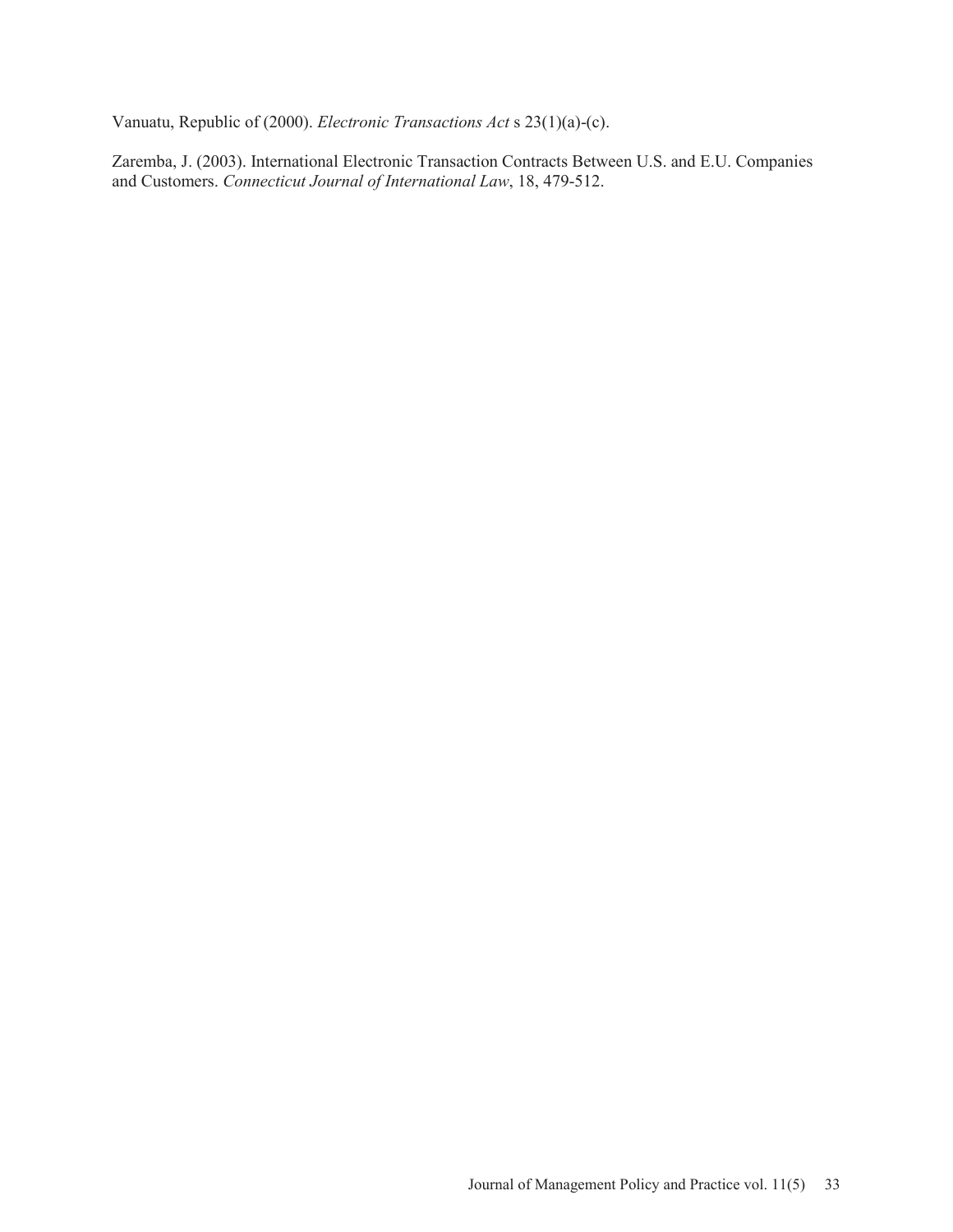Vanuatu, Republic of (2000). *Electronic Transactions Act* s 23(1)(a)-(c).

Zaremba, J. (2003). International Electronic Transaction Contracts Between U.S. and E.U. Companies and Customers. *Connecticut Journal of International Law*, 18, 479-512.